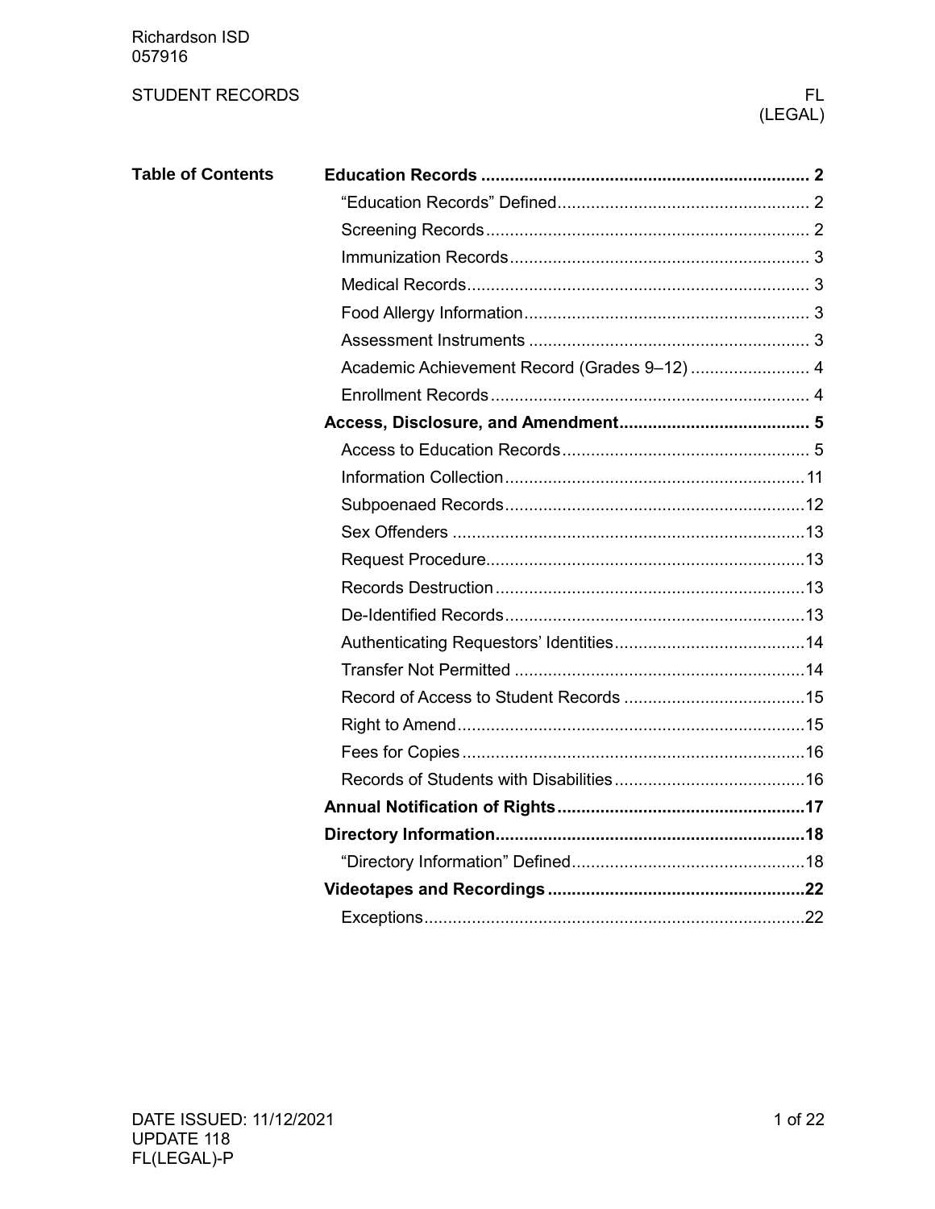Richardson ISD
057916

# STUDENT RECORDS

FL (LEGAL)

## Table of Contents

**Education Records** ..... 2

- "Education Records" Defined ..... 2
- Screening Records ..... 2
- Immunization Records ..... 3
- Medical Records ..... 3
- Food Allergy Information ..... 3
- Assessment Instruments ..... 3
- Academic Achievement Record (Grades 9–12) ..... 4
- Enrollment Records ..... 4

**Access, Disclosure, and Amendment** ..... 5

- Access to Education Records ..... 5
- Information Collection ..... 11
- Subpoenaed Records ..... 12
- Sex Offenders ..... 13
- Request Procedure ..... 13
- Records Destruction ..... 13
- De-Identified Records ..... 13
- Authenticating Requestors' Identities ..... 14
- Transfer Not Permitted ..... 14
- Record of Access to Student Records ..... 15
- Right to Amend ..... 15
- Fees for Copies ..... 16
- Records of Students with Disabilities ..... 16

**Annual Notification of Rights** ..... 17

**Directory Information** ..... 18

- "Directory Information" Defined ..... 18

**Videotapes and Recordings** ..... 22

- Exceptions ..... 22

DATE ISSUED: 11/12/2021
UPDATE 118
FL(LEGAL)-P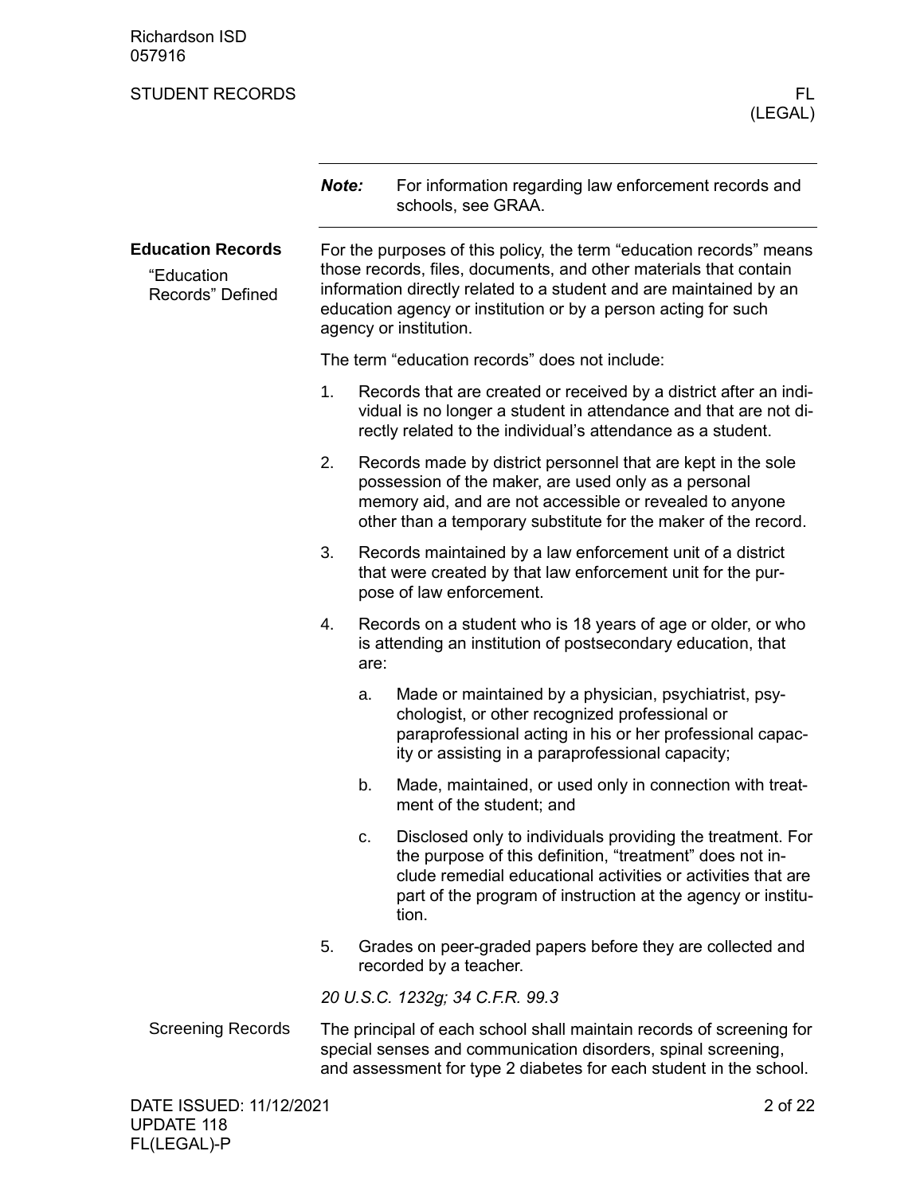**Note:** For information regarding law enforcement records and schools, see GRAA.

## Education Records

### "Education Records" Defined

For the purposes of this policy, the term "education records" means those records, files, documents, and other materials that contain information directly related to a student and are maintained by an education agency or institution or by a person acting for such agency or institution.

The term "education records" does not include:

1. Records that are created or received by a district after an individual is no longer a student in attendance and that are not directly related to the individual's attendance as a student.
2. Records made by district personnel that are kept in the sole possession of the maker, are used only as a personal memory aid, and are not accessible or revealed to anyone other than a temporary substitute for the maker of the record.
3. Records maintained by a law enforcement unit of a district that were created by that law enforcement unit for the purpose of law enforcement.
4. Records on a student who is 18 years of age or older, or who is attending an institution of postsecondary education, that are:
   a. Made or maintained by a physician, psychiatrist, psychologist, or other recognized professional or paraprofessional acting in his or her professional capacity or assisting in a paraprofessional capacity;
   b. Made, maintained, or used only in connection with treatment of the student; and
   c. Disclosed only to individuals providing the treatment. For the purpose of this definition, "treatment" does not include remedial educational activities or activities that are part of the program of instruction at the agency or institution.
5. Grades on peer-graded papers before they are collected and recorded by a teacher.

*20 U.S.C. 1232g; 34 C.F.R. 99.3*

### Screening Records

The principal of each school shall maintain records of screening for special senses and communication disorders, spinal screening, and assessment for type 2 diabetes for each student in the school.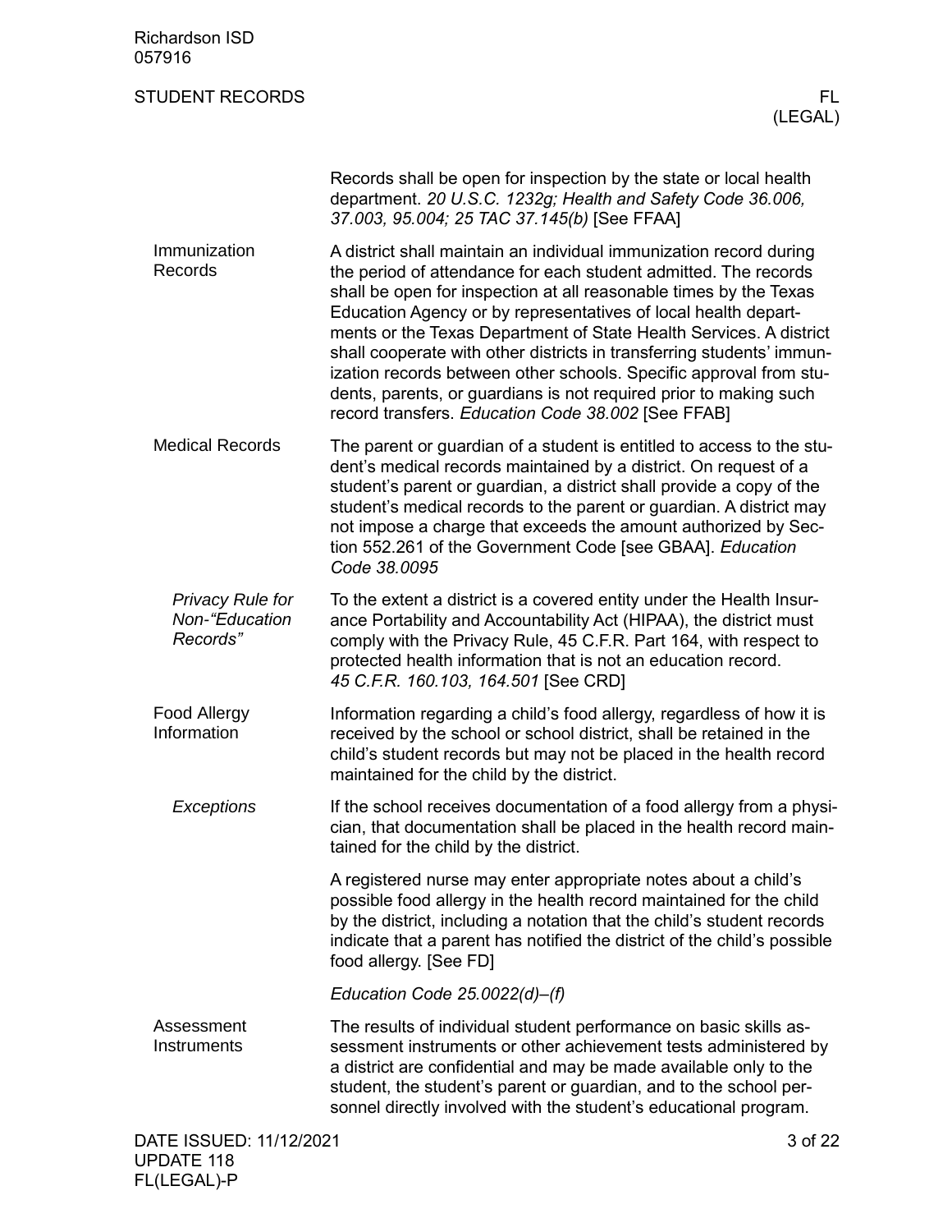Records shall be open for inspection by the state or local health department. *20 U.S.C. 1232g; Health and Safety Code 36.006, 37.003, 95.004; 25 TAC 37.145(b)* [See FFAA]

## Immunization Records

A district shall maintain an individual immunization record during the period of attendance for each student admitted. The records shall be open for inspection at all reasonable times by the Texas Education Agency or by representatives of local health departments or the Texas Department of State Health Services. A district shall cooperate with other districts in transferring students' immunization records between other schools. Specific approval from students, parents, or guardians is not required prior to making such record transfers. *Education Code 38.002* [See FFAB]

## Medical Records

The parent or guardian of a student is entitled to access to the student's medical records maintained by a district. On request of a student's parent or guardian, a district shall provide a copy of the student's medical records to the parent or guardian. A district may not impose a charge that exceeds the amount authorized by Section 552.261 of the Government Code [see GBAA]. *Education Code 38.0095*

### *Privacy Rule for Non-"Education Records"*

To the extent a district is a covered entity under the Health Insurance Portability and Accountability Act (HIPAA), the district must comply with the Privacy Rule, 45 C.F.R. Part 164, with respect to protected health information that is not an education record. *45 C.F.R. 160.103, 164.501* [See CRD]

## Food Allergy Information

Information regarding a child's food allergy, regardless of how it is received by the school or school district, shall be retained in the child's student records but may not be placed in the health record maintained for the child by the district.

### *Exceptions*

If the school receives documentation of a food allergy from a physician, that documentation shall be placed in the health record maintained for the child by the district.

A registered nurse may enter appropriate notes about a child's possible food allergy in the health record maintained for the child by the district, including a notation that the child's student records indicate that a parent has notified the district of the child's possible food allergy. [See FD]

*Education Code 25.0022(d)–(f)*

## Assessment Instruments

The results of individual student performance on basic skills assessment instruments or other achievement tests administered by a district are confidential and may be made available only to the student, the student's parent or guardian, and to the school personnel directly involved with the student's educational program.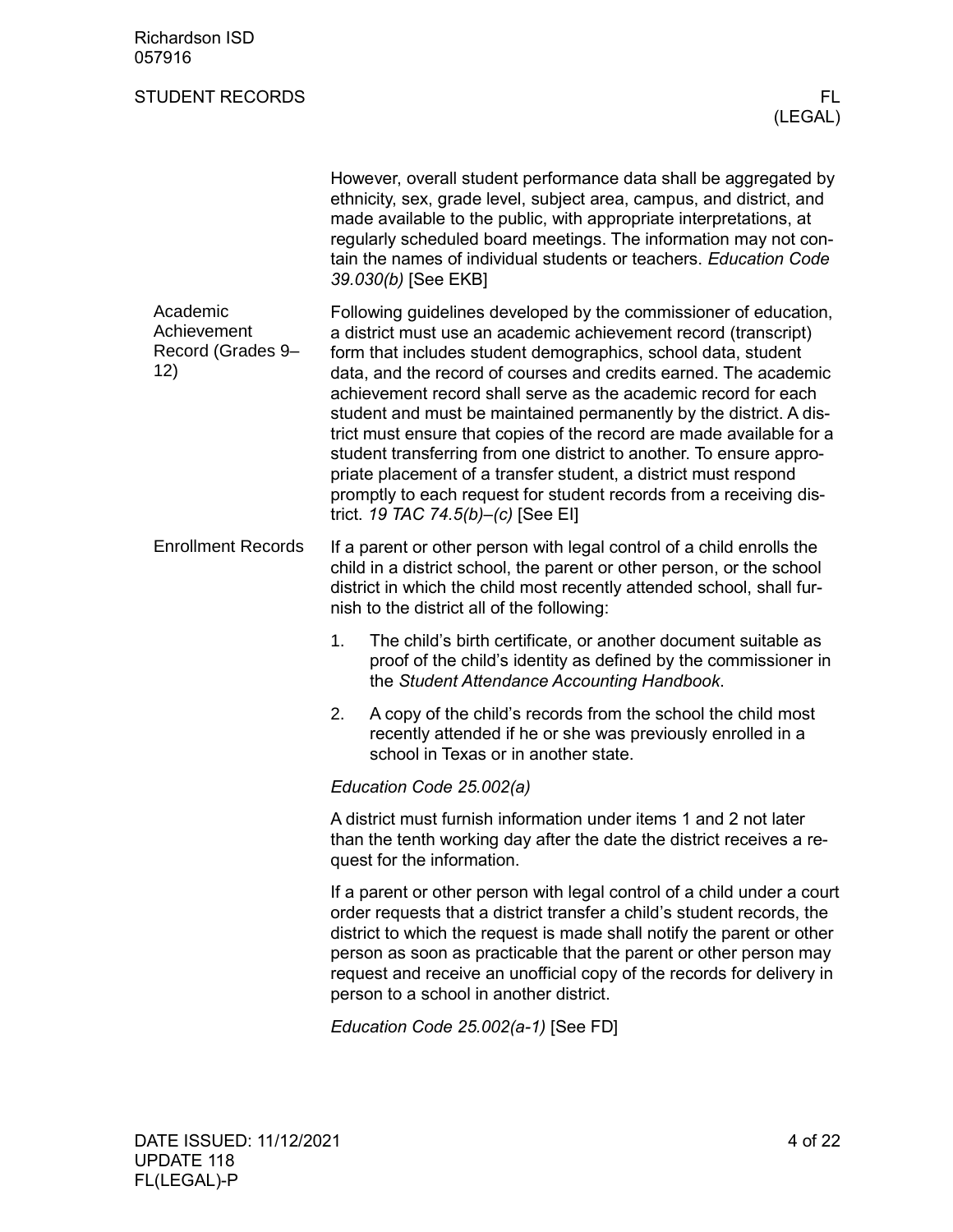However, overall student performance data shall be aggregated by ethnicity, sex, grade level, subject area, campus, and district, and made available to the public, with appropriate interpretations, at regularly scheduled board meetings. The information may not contain the names of individual students or teachers. *Education Code 39.030(b)* [See EKB]

## Academic Achievement Record (Grades 9–12)

Following guidelines developed by the commissioner of education, a district must use an academic achievement record (transcript) form that includes student demographics, school data, student data, and the record of courses and credits earned. The academic achievement record shall serve as the academic record for each student and must be maintained permanently by the district. A district must ensure that copies of the record are made available for a student transferring from one district to another. To ensure appropriate placement of a transfer student, a district must respond promptly to each request for student records from a receiving district. *19 TAC 74.5(b)–(c)* [See EI]

## Enrollment Records

If a parent or other person with legal control of a child enrolls the child in a district school, the parent or other person, or the school district in which the child most recently attended school, shall furnish to the district all of the following:

1. The child's birth certificate, or another document suitable as proof of the child's identity as defined by the commissioner in the *Student Attendance Accounting Handbook*.
2. A copy of the child's records from the school the child most recently attended if he or she was previously enrolled in a school in Texas or in another state.

*Education Code 25.002(a)*

A district must furnish information under items 1 and 2 not later than the tenth working day after the date the district receives a request for the information.

If a parent or other person with legal control of a child under a court order requests that a district transfer a child's student records, the district to which the request is made shall notify the parent or other person as soon as practicable that the parent or other person may request and receive an unofficial copy of the records for delivery in person to a school in another district.

*Education Code 25.002(a-1)* [See FD]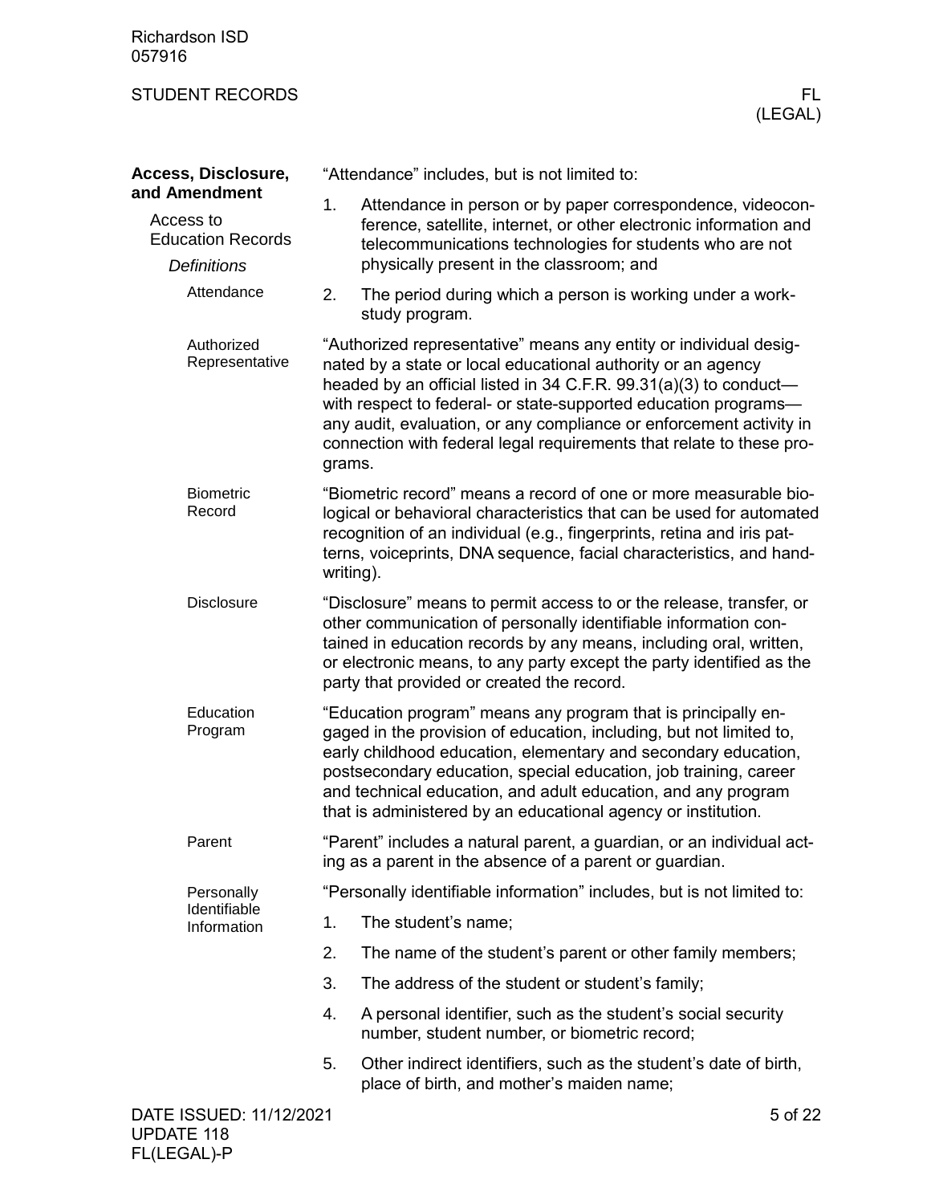## Access, Disclosure, and Amendment

### Access to Education Records

#### *Definitions*

##### Attendance

"Attendance" includes, but is not limited to:

1. Attendance in person or by paper correspondence, videoconference, satellite, internet, or other electronic information and telecommunications technologies for students who are not physically present in the classroom; and
2. The period during which a person is working under a work-study program.

##### Authorized Representative

"Authorized representative" means any entity or individual designated by a state or local educational authority or an agency headed by an official listed in 34 C.F.R. 99.31(a)(3) to conduct—with respect to federal- or state-supported education programs—any audit, evaluation, or any compliance or enforcement activity in connection with federal legal requirements that relate to these programs.

##### Biometric Record

"Biometric record" means a record of one or more measurable biological or behavioral characteristics that can be used for automated recognition of an individual (e.g., fingerprints, retina and iris patterns, voiceprints, DNA sequence, facial characteristics, and handwriting).

##### Disclosure

"Disclosure" means to permit access to or the release, transfer, or other communication of personally identifiable information contained in education records by any means, including oral, written, or electronic means, to any party except the party identified as the party that provided or created the record.

##### Education Program

"Education program" means any program that is principally engaged in the provision of education, including, but not limited to, early childhood education, elementary and secondary education, postsecondary education, special education, job training, career and technical education, and adult education, and any program that is administered by an educational agency or institution.

##### Parent

"Parent" includes a natural parent, a guardian, or an individual acting as a parent in the absence of a parent or guardian.

##### Personally Identifiable Information

"Personally identifiable information" includes, but is not limited to:

1. The student's name;
2. The name of the student's parent or other family members;
3. The address of the student or student's family;
4. A personal identifier, such as the student's social security number, student number, or biometric record;
5. Other indirect identifiers, such as the student's date of birth, place of birth, and mother's maiden name;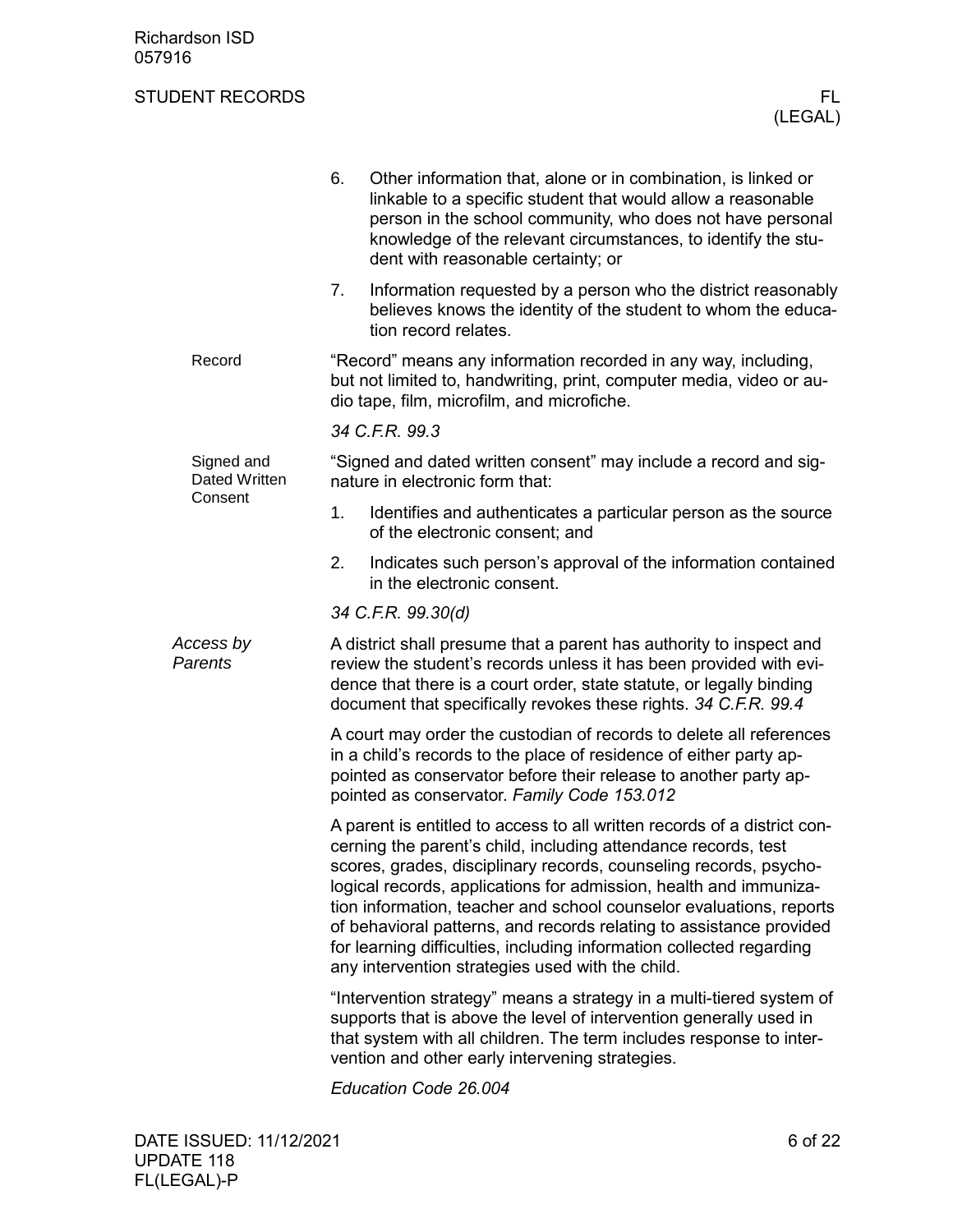6. Other information that, alone or in combination, is linked or linkable to a specific student that would allow a reasonable person in the school community, who does not have personal knowledge of the relevant circumstances, to identify the student with reasonable certainty; or
7. Information requested by a person who the district reasonably believes knows the identity of the student to whom the education record relates.

**Record**

"Record" means any information recorded in any way, including, but not limited to, handwriting, print, computer media, video or audio tape, film, microfilm, and microfiche.

*34 C.F.R. 99.3*

**Signed and Dated Written Consent**

"Signed and dated written consent" may include a record and signature in electronic form that:

1. Identifies and authenticates a particular person as the source of the electronic consent; and
2. Indicates such person's approval of the information contained in the electronic consent.

*34 C.F.R. 99.30(d)*

## *Access by Parents*

A district shall presume that a parent has authority to inspect and review the student's records unless it has been provided with evidence that there is a court order, state statute, or legally binding document that specifically revokes these rights. *34 C.F.R. 99.4*

A court may order the custodian of records to delete all references in a child's records to the place of residence of either party appointed as conservator before their release to another party appointed as conservator. *Family Code 153.012*

A parent is entitled to access to all written records of a district concerning the parent's child, including attendance records, test scores, grades, disciplinary records, counseling records, psychological records, applications for admission, health and immunization information, teacher and school counselor evaluations, reports of behavioral patterns, and records relating to assistance provided for learning difficulties, including information collected regarding any intervention strategies used with the child.

"Intervention strategy" means a strategy in a multi-tiered system of supports that is above the level of intervention generally used in that system with all children. The term includes response to intervention and other early intervening strategies.

*Education Code 26.004*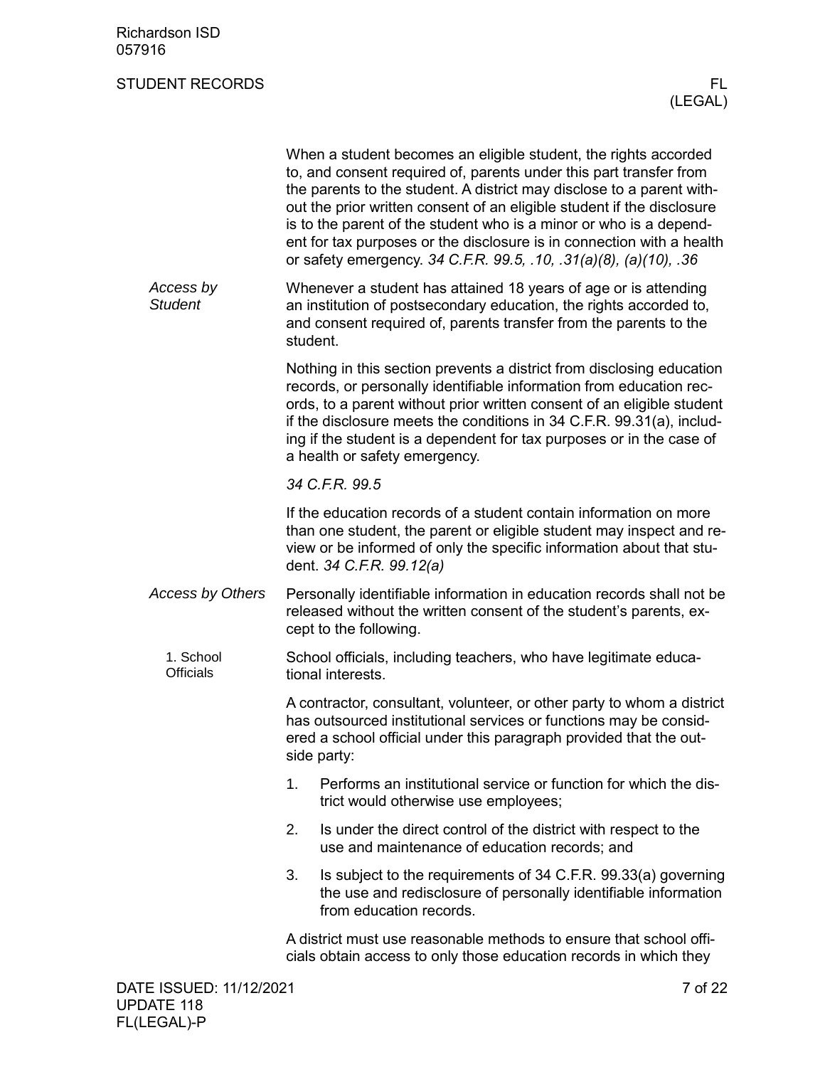When a student becomes an eligible student, the rights accorded to, and consent required of, parents under this part transfer from the parents to the student. A district may disclose to a parent without the prior written consent of an eligible student if the disclosure is to the parent of the student who is a minor or who is a dependent for tax purposes or the disclosure is in connection with a health or safety emergency. *34 C.F.R. 99.5, .10, .31(a)(8), (a)(10), .36*

### *Access by Student*

Whenever a student has attained 18 years of age or is attending an institution of postsecondary education, the rights accorded to, and consent required of, parents transfer from the parents to the student.

Nothing in this section prevents a district from disclosing education records, or personally identifiable information from education records, to a parent without prior written consent of an eligible student if the disclosure meets the conditions in 34 C.F.R. 99.31(a), including if the student is a dependent for tax purposes or in the case of a health or safety emergency.

*34 C.F.R. 99.5*

If the education records of a student contain information on more than one student, the parent or eligible student may inspect and review or be informed of only the specific information about that student. *34 C.F.R. 99.12(a)*

### *Access by Others*

Personally identifiable information in education records shall not be released without the written consent of the student's parents, except to the following.

#### 1. School Officials

School officials, including teachers, who have legitimate educational interests.

A contractor, consultant, volunteer, or other party to whom a district has outsourced institutional services or functions may be considered a school official under this paragraph provided that the outside party:

1. Performs an institutional service or function for which the district would otherwise use employees;
2. Is under the direct control of the district with respect to the use and maintenance of education records; and
3. Is subject to the requirements of 34 C.F.R. 99.33(a) governing the use and redisclosure of personally identifiable information from education records.

A district must use reasonable methods to ensure that school officials obtain access to only those education records in which they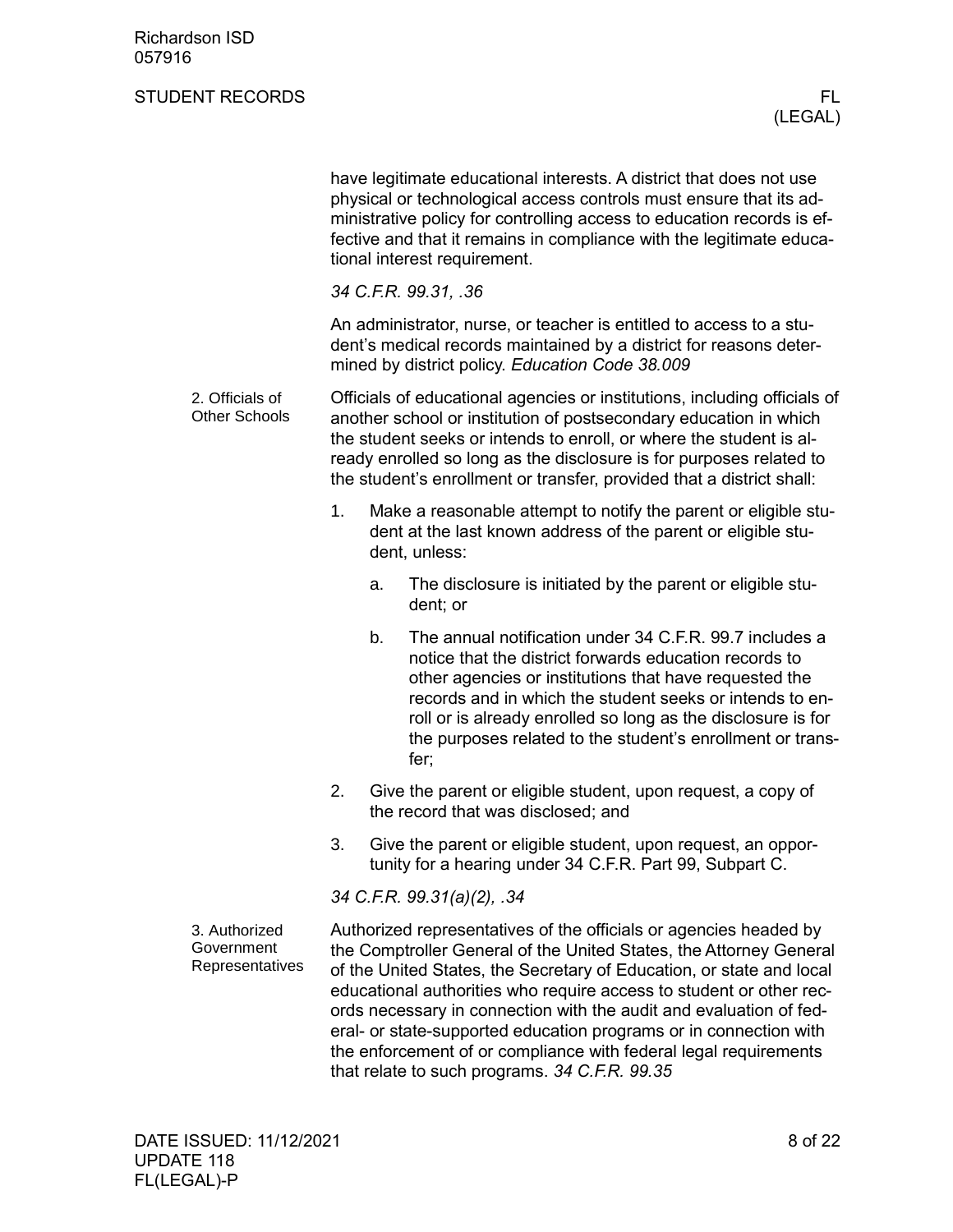have legitimate educational interests. A district that does not use physical or technological access controls must ensure that its administrative policy for controlling access to education records is effective and that it remains in compliance with the legitimate educational interest requirement.

*34 C.F.R. 99.31, .36*

An administrator, nurse, or teacher is entitled to access to a student's medical records maintained by a district for reasons determined by district policy. *Education Code 38.009*

#### 2. Officials of Other Schools

Officials of educational agencies or institutions, including officials of another school or institution of postsecondary education in which the student seeks or intends to enroll, or where the student is already enrolled so long as the disclosure is for purposes related to the student's enrollment or transfer, provided that a district shall:

1. Make a reasonable attempt to notify the parent or eligible student at the last known address of the parent or eligible student, unless:
   a. The disclosure is initiated by the parent or eligible student; or
   b. The annual notification under 34 C.F.R. 99.7 includes a notice that the district forwards education records to other agencies or institutions that have requested the records and in which the student seeks or intends to enroll or is already enrolled so long as the disclosure is for the purposes related to the student's enrollment or transfer;
2. Give the parent or eligible student, upon request, a copy of the record that was disclosed; and
3. Give the parent or eligible student, upon request, an opportunity for a hearing under 34 C.F.R. Part 99, Subpart C.

*34 C.F.R. 99.31(a)(2), .34*

#### 3. Authorized Government Representatives

Authorized representatives of the officials or agencies headed by the Comptroller General of the United States, the Attorney General of the United States, the Secretary of Education, or state and local educational authorities who require access to student or other records necessary in connection with the audit and evaluation of federal- or state-supported education programs or in connection with the enforcement of or compliance with federal legal requirements that relate to such programs. *34 C.F.R. 99.35*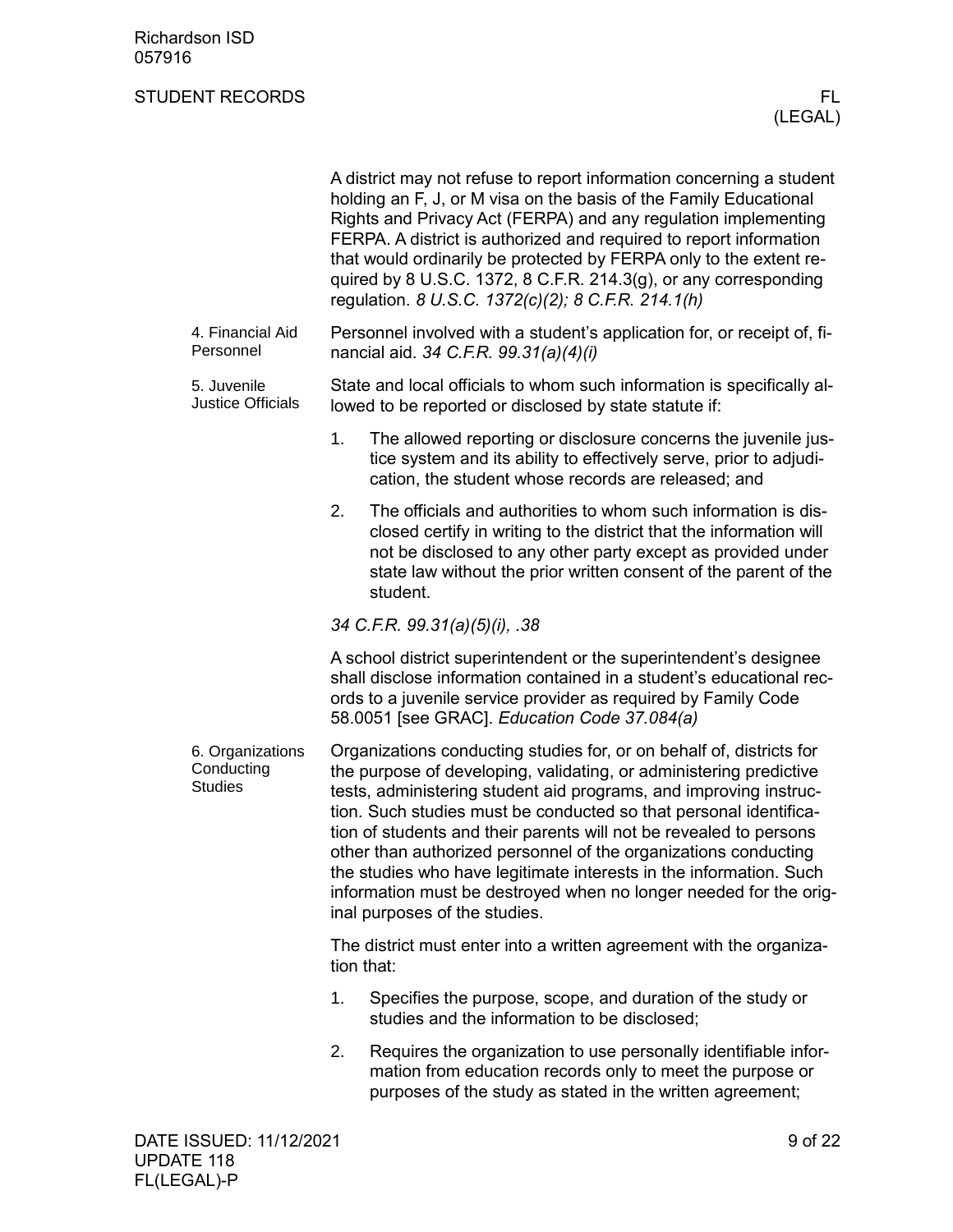A district may not refuse to report information concerning a student holding an F, J, or M visa on the basis of the Family Educational Rights and Privacy Act (FERPA) and any regulation implementing FERPA. A district is authorized and required to report information that would ordinarily be protected by FERPA only to the extent required by 8 U.S.C. 1372, 8 C.F.R. 214.3(g), or any corresponding regulation. *8 U.S.C. 1372(c)(2); 8 C.F.R. 214.1(h)*

#### 4. Financial Aid Personnel

Personnel involved with a student's application for, or receipt of, financial aid. *34 C.F.R. 99.31(a)(4)(i)*

#### 5. Juvenile Justice Officials

State and local officials to whom such information is specifically allowed to be reported or disclosed by state statute if:

1. The allowed reporting or disclosure concerns the juvenile justice system and its ability to effectively serve, prior to adjudication, the student whose records are released; and
2. The officials and authorities to whom such information is disclosed certify in writing to the district that the information will not be disclosed to any other party except as provided under state law without the prior written consent of the parent of the student.

*34 C.F.R. 99.31(a)(5)(i), .38*

A school district superintendent or the superintendent's designee shall disclose information contained in a student's educational records to a juvenile service provider as required by Family Code 58.0051 [see GRAC]. *Education Code 37.084(a)*

#### 6. Organizations Conducting Studies

Organizations conducting studies for, or on behalf of, districts for the purpose of developing, validating, or administering predictive tests, administering student aid programs, and improving instruction. Such studies must be conducted so that personal identification of students and their parents will not be revealed to persons other than authorized personnel of the organizations conducting the studies who have legitimate interests in the information. Such information must be destroyed when no longer needed for the original purposes of the studies.

The district must enter into a written agreement with the organization that:

1. Specifies the purpose, scope, and duration of the study or studies and the information to be disclosed;
2. Requires the organization to use personally identifiable information from education records only to meet the purpose or purposes of the study as stated in the written agreement;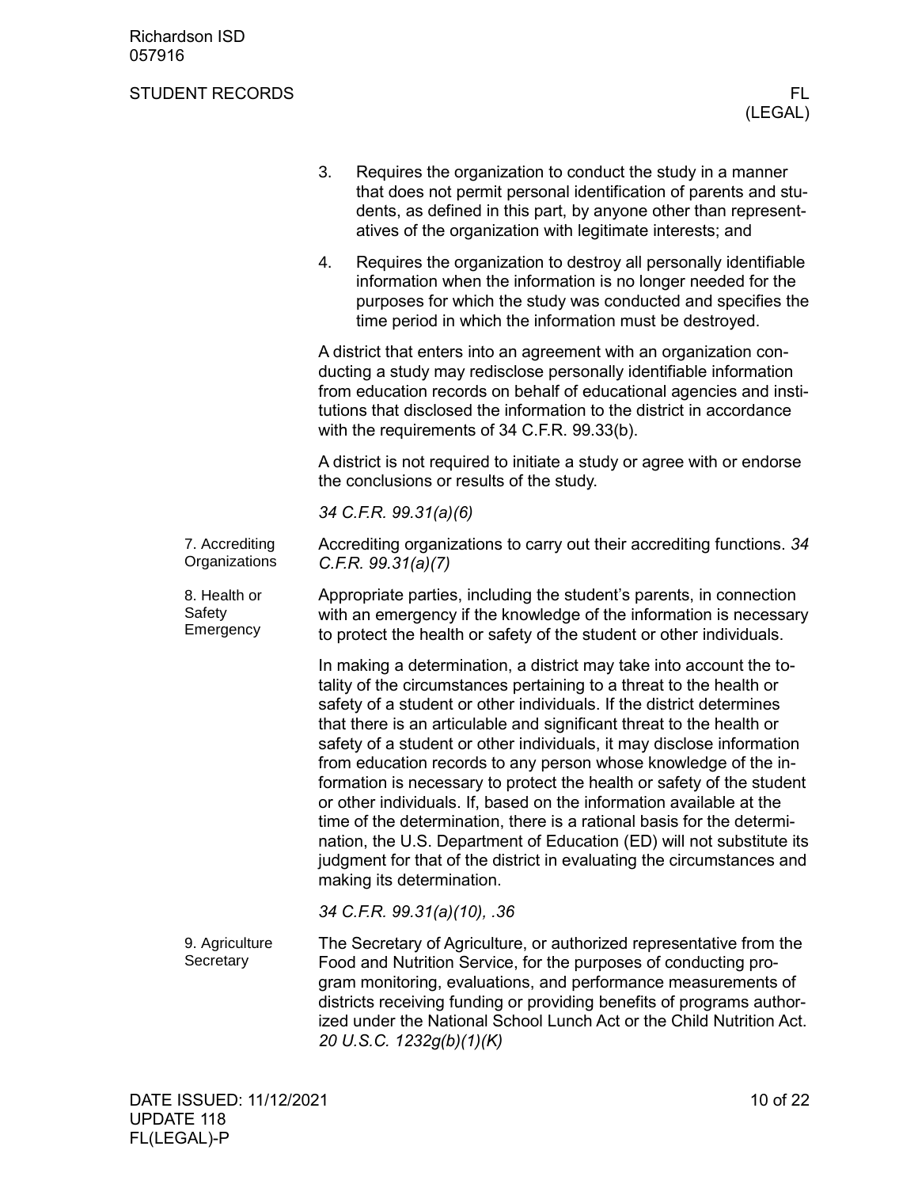3. Requires the organization to conduct the study in a manner that does not permit personal identification of parents and students, as defined in this part, by anyone other than representatives of the organization with legitimate interests; and
4. Requires the organization to destroy all personally identifiable information when the information is no longer needed for the purposes for which the study was conducted and specifies the time period in which the information must be destroyed.

A district that enters into an agreement with an organization conducting a study may redisclose personally identifiable information from education records on behalf of educational agencies and institutions that disclosed the information to the district in accordance with the requirements of 34 C.F.R. 99.33(b).

A district is not required to initiate a study or agree with or endorse the conclusions or results of the study.

*34 C.F.R. 99.31(a)(6)*

**7. Accrediting Organizations**

Accrediting organizations to carry out their accrediting functions. *34 C.F.R. 99.31(a)(7)*

**8. Health or Safety Emergency**

Appropriate parties, including the student's parents, in connection with an emergency if the knowledge of the information is necessary to protect the health or safety of the student or other individuals.

In making a determination, a district may take into account the totality of the circumstances pertaining to a threat to the health or safety of a student or other individuals. If the district determines that there is an articulable and significant threat to the health or safety of a student or other individuals, it may disclose information from education records to any person whose knowledge of the information is necessary to protect the health or safety of the student or other individuals. If, based on the information available at the time of the determination, there is a rational basis for the determination, the U.S. Department of Education (ED) will not substitute its judgment for that of the district in evaluating the circumstances and making its determination.

*34 C.F.R. 99.31(a)(10), .36*

**9. Agriculture Secretary**

The Secretary of Agriculture, or authorized representative from the Food and Nutrition Service, for the purposes of conducting program monitoring, evaluations, and performance measurements of districts receiving funding or providing benefits of programs authorized under the National School Lunch Act or the Child Nutrition Act. *20 U.S.C. 1232g(b)(1)(K)*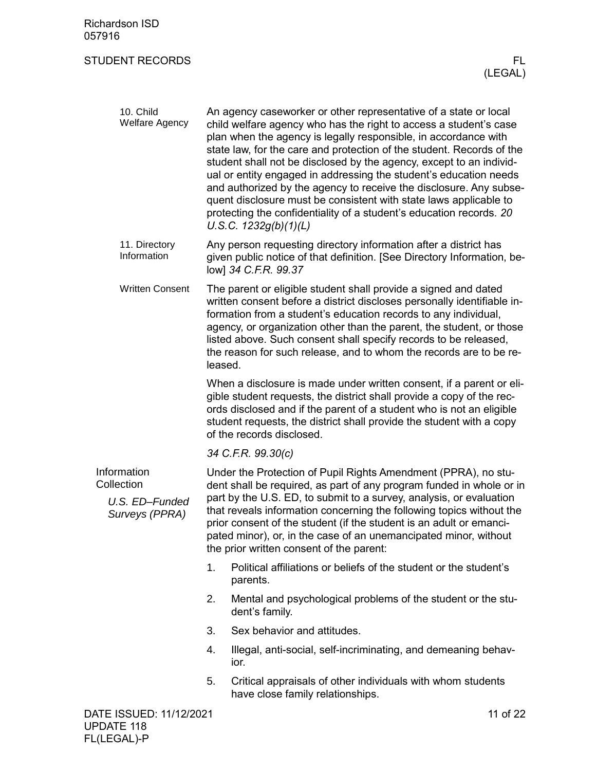**10. Child Welfare Agency**

An agency caseworker or other representative of a state or local child welfare agency who has the right to access a student's case plan when the agency is legally responsible, in accordance with state law, for the care and protection of the student. Records of the student shall not be disclosed by the agency, except to an individual or entity engaged in addressing the student's education needs and authorized by the agency to receive the disclosure. Any subsequent disclosure must be consistent with state laws applicable to protecting the confidentiality of a student's education records. *20 U.S.C. 1232g(b)(1)(L)*

**11. Directory Information**

Any person requesting directory information after a district has given public notice of that definition. [See Directory Information, below] *34 C.F.R. 99.37*

**Written Consent**

The parent or eligible student shall provide a signed and dated written consent before a district discloses personally identifiable information from a student's education records to any individual, agency, or organization other than the parent, the student, or those listed above. Such consent shall specify records to be released, the reason for such release, and to whom the records are to be released.

When a disclosure is made under written consent, if a parent or eligible student requests, the district shall provide a copy of the records disclosed and if the parent of a student who is not an eligible student requests, the district shall provide the student with a copy of the records disclosed.

*34 C.F.R. 99.30(c)*

## Information Collection

### *U.S. ED–Funded Surveys (PPRA)*

Under the Protection of Pupil Rights Amendment (PPRA), no student shall be required, as part of any program funded in whole or in part by the U.S. ED, to submit to a survey, analysis, or evaluation that reveals information concerning the following topics without the prior consent of the student (if the student is an adult or emancipated minor), or, in the case of an unemancipated minor, without the prior written consent of the parent:

1. Political affiliations or beliefs of the student or the student's parents.
2. Mental and psychological problems of the student or the student's family.
3. Sex behavior and attitudes.
4. Illegal, anti-social, self-incriminating, and demeaning behavior.
5. Critical appraisals of other individuals with whom students have close family relationships.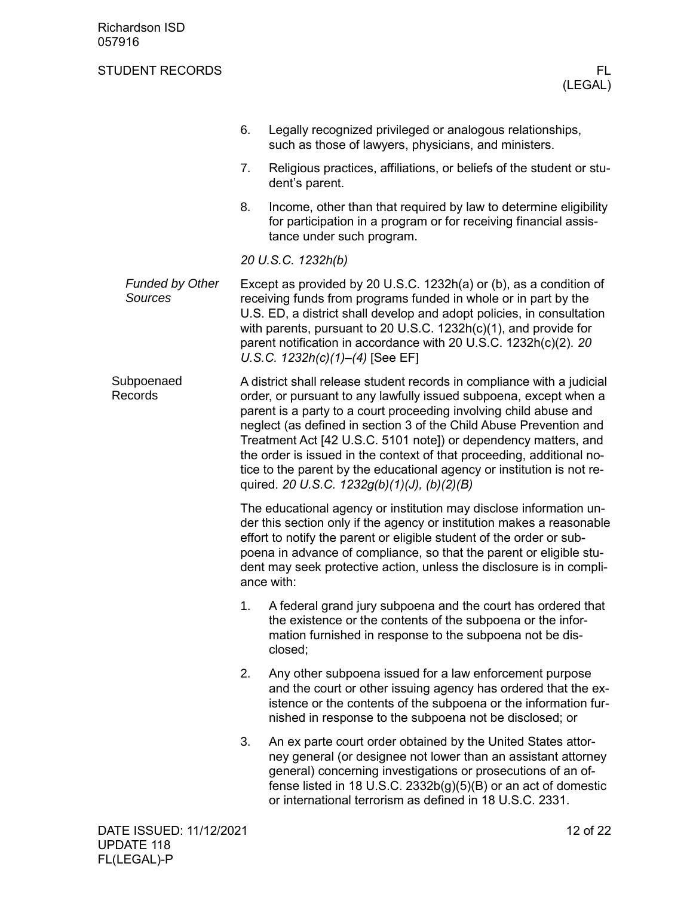6. Legally recognized privileged or analogous relationships, such as those of lawyers, physicians, and ministers.
7. Religious practices, affiliations, or beliefs of the student or student's parent.
8. Income, other than that required by law to determine eligibility for participation in a program or for receiving financial assistance under such program.

*20 U.S.C. 1232h(b)*

*Funded by Other Sources*

Except as provided by 20 U.S.C. 1232h(a) or (b), as a condition of receiving funds from programs funded in whole or in part by the U.S. ED, a district shall develop and adopt policies, in consultation with parents, pursuant to 20 U.S.C. 1232h(c)(1), and provide for parent notification in accordance with 20 U.S.C. 1232h(c)(2). *20 U.S.C. 1232h(c)(1)–(4)* [See EF]

## Subpoenaed Records

A district shall release student records in compliance with a judicial order, or pursuant to any lawfully issued subpoena, except when a parent is a party to a court proceeding involving child abuse and neglect (as defined in section 3 of the Child Abuse Prevention and Treatment Act [42 U.S.C. 5101 note]) or dependency matters, and the order is issued in the context of that proceeding, additional notice to the parent by the educational agency or institution is not required. *20 U.S.C. 1232g(b)(1)(J), (b)(2)(B)*

The educational agency or institution may disclose information under this section only if the agency or institution makes a reasonable effort to notify the parent or eligible student of the order or subpoena in advance of compliance, so that the parent or eligible student may seek protective action, unless the disclosure is in compliance with:

1. A federal grand jury subpoena and the court has ordered that the existence or the contents of the subpoena or the information furnished in response to the subpoena not be disclosed;
2. Any other subpoena issued for a law enforcement purpose and the court or other issuing agency has ordered that the existence or the contents of the subpoena or the information furnished in response to the subpoena not be disclosed; or
3. An ex parte court order obtained by the United States attorney general (or designee not lower than an assistant attorney general) concerning investigations or prosecutions of an offense listed in 18 U.S.C. 2332b(g)(5)(B) or an act of domestic or international terrorism as defined in 18 U.S.C. 2331.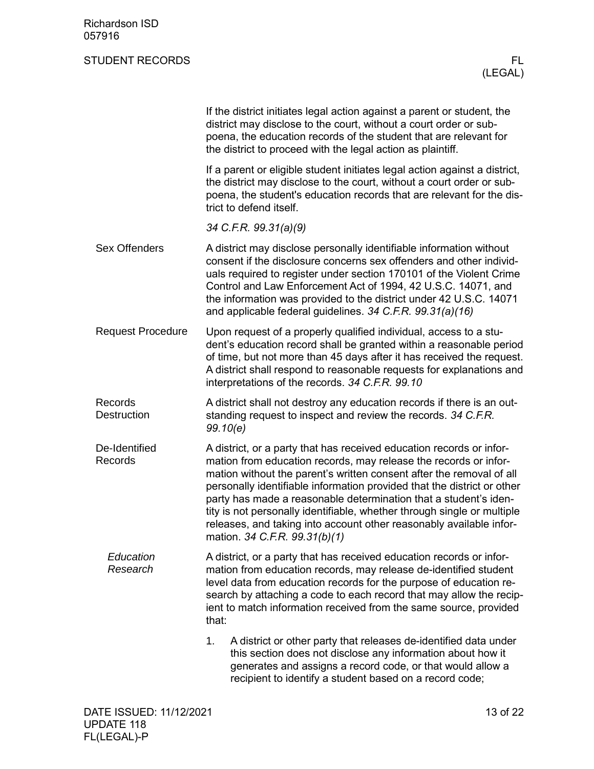If the district initiates legal action against a parent or student, the district may disclose to the court, without a court order or subpoena, the education records of the student that are relevant for the district to proceed with the legal action as plaintiff.

If a parent or eligible student initiates legal action against a district, the district may disclose to the court, without a court order or subpoena, the student's education records that are relevant for the district to defend itself.

*34 C.F.R. 99.31(a)(9)*

## Sex Offenders

A district may disclose personally identifiable information without consent if the disclosure concerns sex offenders and other individuals required to register under section 170101 of the Violent Crime Control and Law Enforcement Act of 1994, 42 U.S.C. 14071, and the information was provided to the district under 42 U.S.C. 14071 and applicable federal guidelines. *34 C.F.R. 99.31(a)(16)*

## Request Procedure

Upon request of a properly qualified individual, access to a student's education record shall be granted within a reasonable period of time, but not more than 45 days after it has received the request. A district shall respond to reasonable requests for explanations and interpretations of the records. *34 C.F.R. 99.10*

## Records Destruction

A district shall not destroy any education records if there is an outstanding request to inspect and review the records. *34 C.F.R. 99.10(e)*

## De-Identified Records

A district, or a party that has received education records or information from education records, may release the records or information without the parent's written consent after the removal of all personally identifiable information provided that the district or other party has made a reasonable determination that a student's identity is not personally identifiable, whether through single or multiple releases, and taking into account other reasonably available information. *34 C.F.R. 99.31(b)(1)*

### *Education Research*

A district, or a party that has received education records or information from education records, may release de-identified student level data from education records for the purpose of education research by attaching a code to each record that may allow the recipient to match information received from the same source, provided that:

1. A district or other party that releases de-identified data under this section does not disclose any information about how it generates and assigns a record code, or that would allow a recipient to identify a student based on a record code;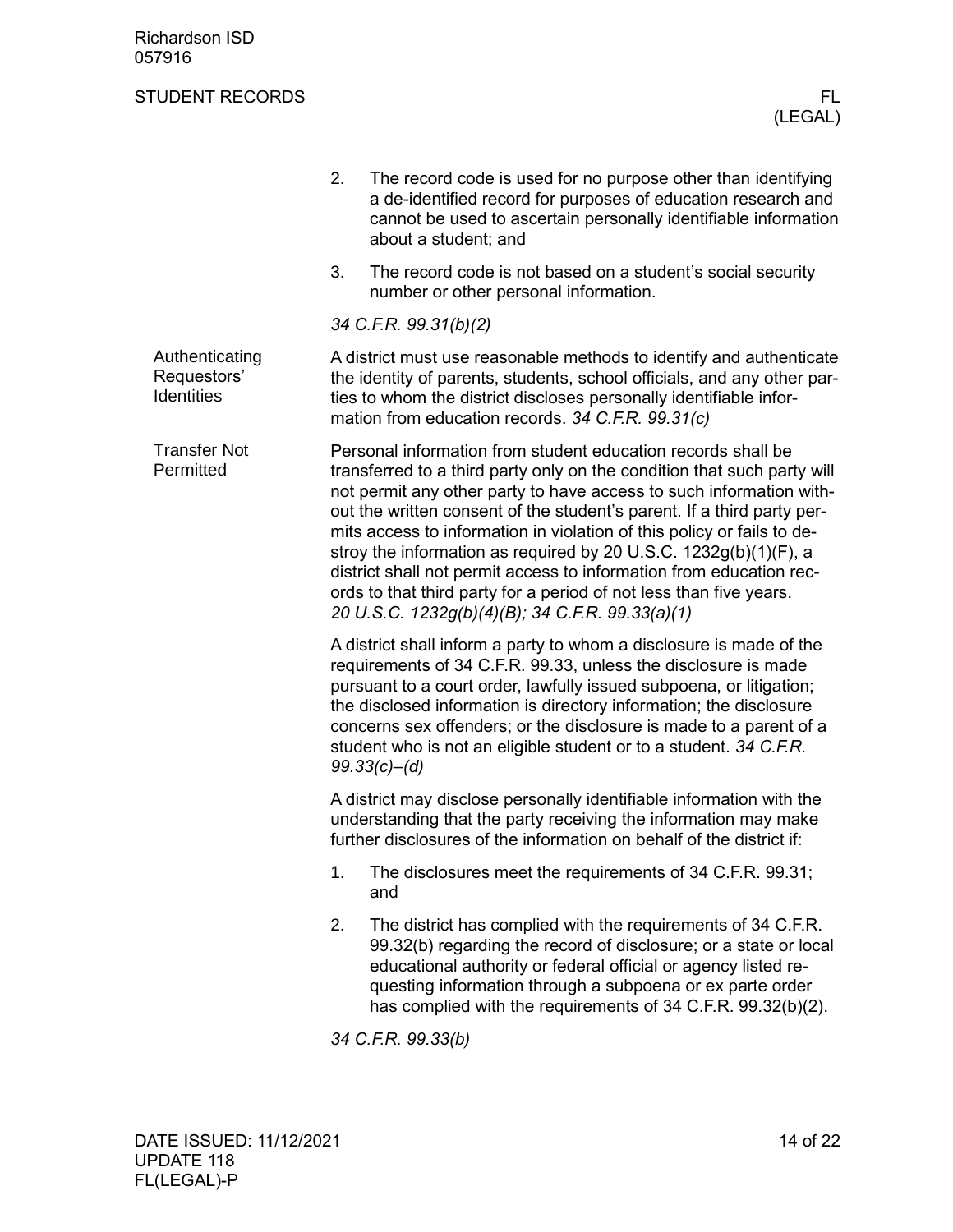2. The record code is used for no purpose other than identifying a de-identified record for purposes of education research and cannot be used to ascertain personally identifiable information about a student; and
3. The record code is not based on a student's social security number or other personal information.

*34 C.F.R. 99.31(b)(2)*

### Authenticating Requestors' Identities

A district must use reasonable methods to identify and authenticate the identity of parents, students, school officials, and any other parties to whom the district discloses personally identifiable information from education records. *34 C.F.R. 99.31(c)*

### Transfer Not Permitted

Personal information from student education records shall be transferred to a third party only on the condition that such party will not permit any other party to have access to such information without the written consent of the student's parent. If a third party permits access to information in violation of this policy or fails to destroy the information as required by 20 U.S.C. 1232g(b)(1)(F), a district shall not permit access to information from education records to that third party for a period of not less than five years. *20 U.S.C. 1232g(b)(4)(B); 34 C.F.R. 99.33(a)(1)*

A district shall inform a party to whom a disclosure is made of the requirements of 34 C.F.R. 99.33, unless the disclosure is made pursuant to a court order, lawfully issued subpoena, or litigation; the disclosed information is directory information; the disclosure concerns sex offenders; or the disclosure is made to a parent of a student who is not an eligible student or to a student. *34 C.F.R. 99.33(c)–(d)*

A district may disclose personally identifiable information with the understanding that the party receiving the information may make further disclosures of the information on behalf of the district if:

1. The disclosures meet the requirements of 34 C.F.R. 99.31; and
2. The district has complied with the requirements of 34 C.F.R. 99.32(b) regarding the record of disclosure; or a state or local educational authority or federal official or agency listed requesting information through a subpoena or ex parte order has complied with the requirements of 34 C.F.R. 99.32(b)(2).

*34 C.F.R. 99.33(b)*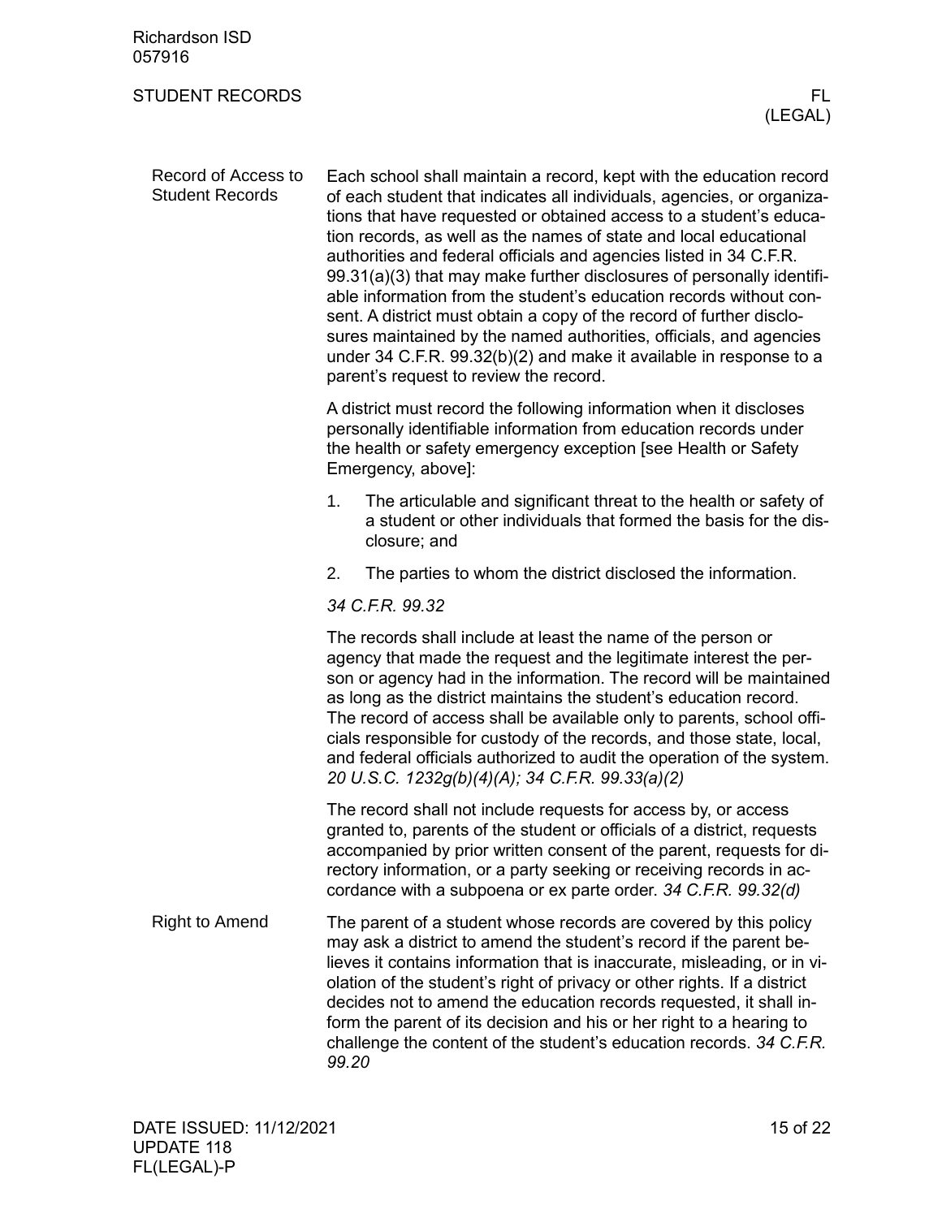### Record of Access to Student Records

Each school shall maintain a record, kept with the education record of each student that indicates all individuals, agencies, or organizations that have requested or obtained access to a student's education records, as well as the names of state and local educational authorities and federal officials and agencies listed in 34 C.F.R. 99.31(a)(3) that may make further disclosures of personally identifiable information from the student's education records without consent. A district must obtain a copy of the record of further disclosures maintained by the named authorities, officials, and agencies under 34 C.F.R. 99.32(b)(2) and make it available in response to a parent's request to review the record.

A district must record the following information when it discloses personally identifiable information from education records under the health or safety emergency exception [see Health or Safety Emergency, above]:

1. The articulable and significant threat to the health or safety of a student or other individuals that formed the basis for the disclosure; and
2. The parties to whom the district disclosed the information.

*34 C.F.R. 99.32*

The records shall include at least the name of the person or agency that made the request and the legitimate interest the person or agency had in the information. The record will be maintained as long as the district maintains the student's education record. The record of access shall be available only to parents, school officials responsible for custody of the records, and those state, local, and federal officials authorized to audit the operation of the system. *20 U.S.C. 1232g(b)(4)(A); 34 C.F.R. 99.33(a)(2)*

The record shall not include requests for access by, or access granted to, parents of the student or officials of a district, requests accompanied by prior written consent of the parent, requests for directory information, or a party seeking or receiving records in accordance with a subpoena or ex parte order. *34 C.F.R. 99.32(d)*

### Right to Amend

The parent of a student whose records are covered by this policy may ask a district to amend the student's record if the parent believes it contains information that is inaccurate, misleading, or in violation of the student's right of privacy or other rights. If a district decides not to amend the education records requested, it shall inform the parent of its decision and his or her right to a hearing to challenge the content of the student's education records. *34 C.F.R. 99.20*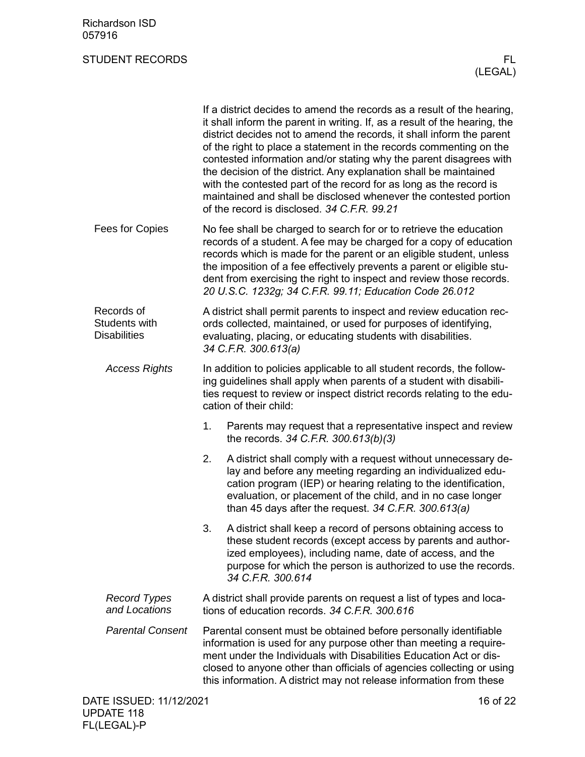If a district decides to amend the records as a result of the hearing, it shall inform the parent in writing. If, as a result of the hearing, the district decides not to amend the records, it shall inform the parent of the right to place a statement in the records commenting on the contested information and/or stating why the parent disagrees with the decision of the district. Any explanation shall be maintained with the contested part of the record for as long as the record is maintained and shall be disclosed whenever the contested portion of the record is disclosed. *34 C.F.R. 99.21*

## Fees for Copies

No fee shall be charged to search for or to retrieve the education records of a student. A fee may be charged for a copy of education records which is made for the parent or an eligible student, unless the imposition of a fee effectively prevents a parent or eligible student from exercising the right to inspect and review those records. *20 U.S.C. 1232g; 34 C.F.R. 99.11; Education Code 26.012*

## Records of Students with Disabilities

A district shall permit parents to inspect and review education records collected, maintained, or used for purposes of identifying, evaluating, placing, or educating students with disabilities. *34 C.F.R. 300.613(a)*

### *Access Rights*

In addition to policies applicable to all student records, the following guidelines shall apply when parents of a student with disabilities request to review or inspect district records relating to the education of their child:

1. Parents may request that a representative inspect and review the records. *34 C.F.R. 300.613(b)(3)*
2. A district shall comply with a request without unnecessary delay and before any meeting regarding an individualized education program (IEP) or hearing relating to the identification, evaluation, or placement of the child, and in no case longer than 45 days after the request. *34 C.F.R. 300.613(a)*
3. A district shall keep a record of persons obtaining access to these student records (except access by parents and authorized employees), including name, date of access, and the purpose for which the person is authorized to use the records. *34 C.F.R. 300.614*

### *Record Types and Locations*

A district shall provide parents on request a list of types and locations of education records. *34 C.F.R. 300.616*

### *Parental Consent*

Parental consent must be obtained before personally identifiable information is used for any purpose other than meeting a requirement under the Individuals with Disabilities Education Act or disclosed to anyone other than officials of agencies collecting or using this information. A district may not release information from these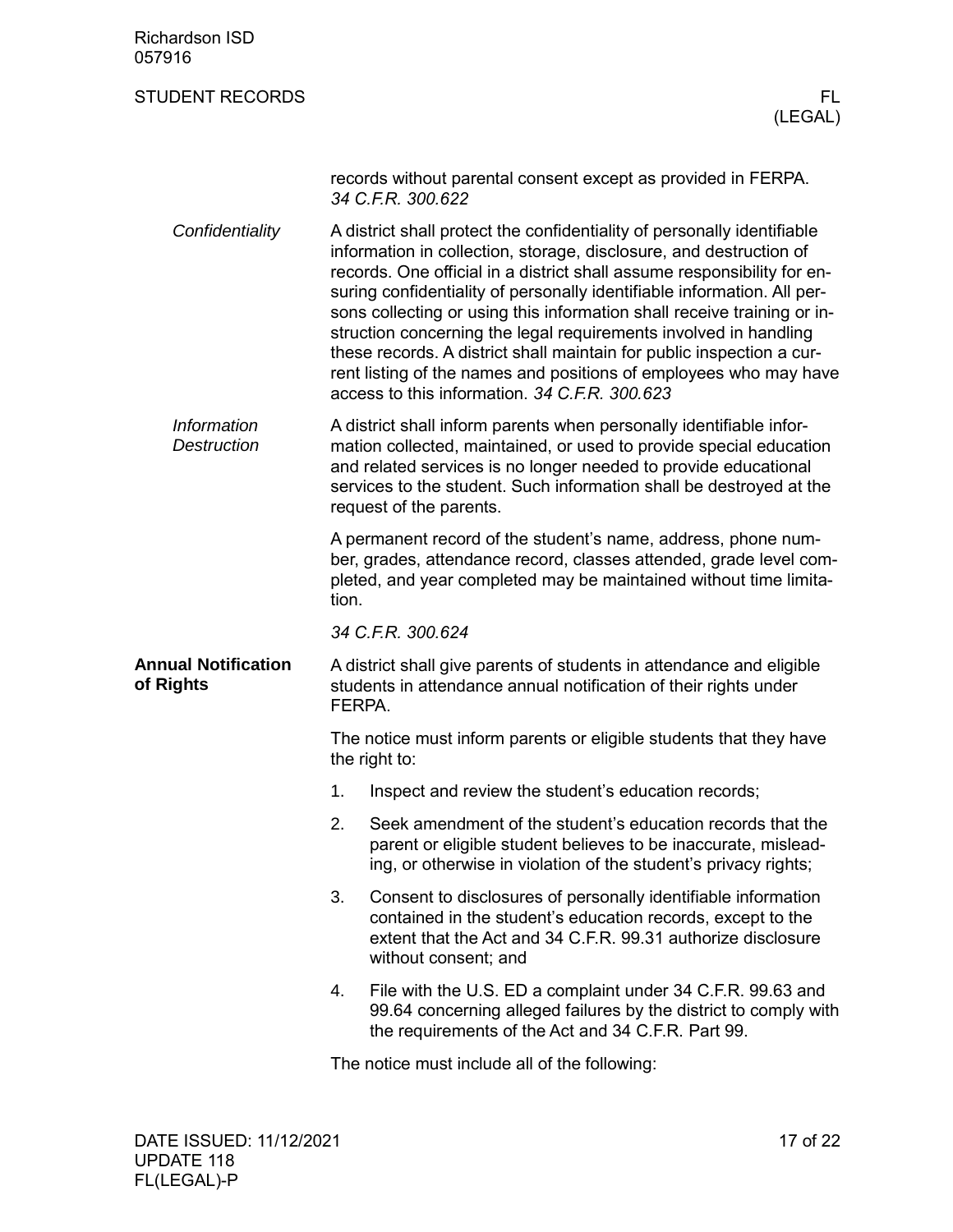records without parental consent except as provided in FERPA. *34 C.F.R. 300.622*

*Confidentiality*

A district shall protect the confidentiality of personally identifiable information in collection, storage, disclosure, and destruction of records. One official in a district shall assume responsibility for ensuring confidentiality of personally identifiable information. All persons collecting or using this information shall receive training or instruction concerning the legal requirements involved in handling these records. A district shall maintain for public inspection a current listing of the names and positions of employees who may have access to this information. *34 C.F.R. 300.623*

*Information Destruction*

A district shall inform parents when personally identifiable information collected, maintained, or used to provide special education and related services is no longer needed to provide educational services to the student. Such information shall be destroyed at the request of the parents.

A permanent record of the student's name, address, phone number, grades, attendance record, classes attended, grade level completed, and year completed may be maintained without time limitation.

*34 C.F.R. 300.624*

**Annual Notification of Rights**

A district shall give parents of students in attendance and eligible students in attendance annual notification of their rights under FERPA.

The notice must inform parents or eligible students that they have the right to:

1. Inspect and review the student's education records;
2. Seek amendment of the student's education records that the parent or eligible student believes to be inaccurate, misleading, or otherwise in violation of the student's privacy rights;
3. Consent to disclosures of personally identifiable information contained in the student's education records, except to the extent that the Act and 34 C.F.R. 99.31 authorize disclosure without consent; and
4. File with the U.S. ED a complaint under 34 C.F.R. 99.63 and 99.64 concerning alleged failures by the district to comply with the requirements of the Act and 34 C.F.R. Part 99.

The notice must include all of the following: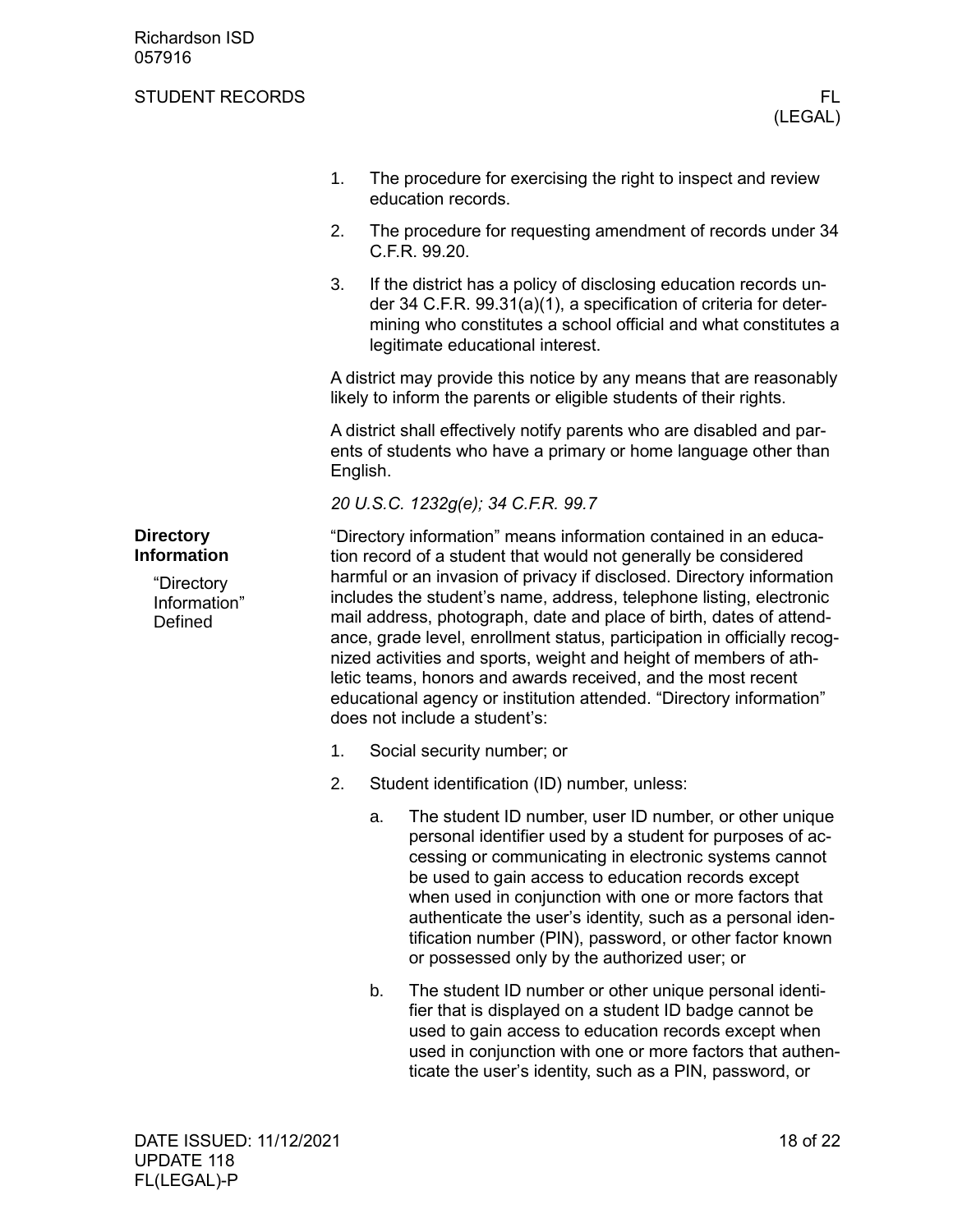1. The procedure for exercising the right to inspect and review education records.
2. The procedure for requesting amendment of records under 34 C.F.R. 99.20.
3. If the district has a policy of disclosing education records under 34 C.F.R. 99.31(a)(1), a specification of criteria for determining who constitutes a school official and what constitutes a legitimate educational interest.

A district may provide this notice by any means that are reasonably likely to inform the parents or eligible students of their rights.

A district shall effectively notify parents who are disabled and parents of students who have a primary or home language other than English.

*20 U.S.C. 1232g(e); 34 C.F.R. 99.7*

## Directory Information

### "Directory Information" Defined

"Directory information" means information contained in an education record of a student that would not generally be considered harmful or an invasion of privacy if disclosed. Directory information includes the student's name, address, telephone listing, electronic mail address, photograph, date and place of birth, dates of attendance, grade level, enrollment status, participation in officially recognized activities and sports, weight and height of members of athletic teams, honors and awards received, and the most recent educational agency or institution attended. "Directory information" does not include a student's:

1. Social security number; or
2. Student identification (ID) number, unless:
   a. The student ID number, user ID number, or other unique personal identifier used by a student for purposes of accessing or communicating in electronic systems cannot be used to gain access to education records except when used in conjunction with one or more factors that authenticate the user's identity, such as a personal identification number (PIN), password, or other factor known or possessed only by the authorized user; or
   b. The student ID number or other unique personal identifier that is displayed on a student ID badge cannot be used to gain access to education records except when used in conjunction with one or more factors that authenticate the user's identity, such as a PIN, password, or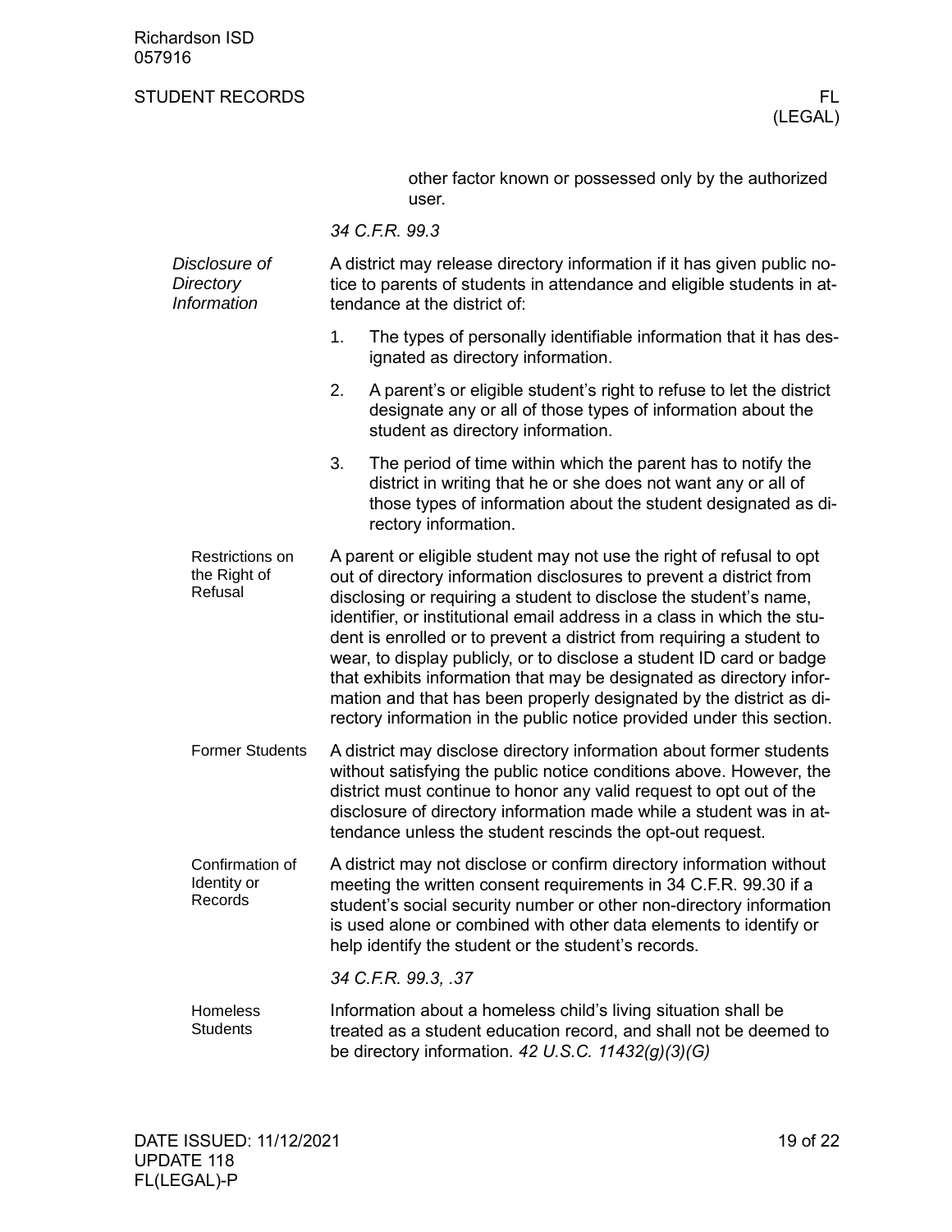other factor known or possessed only by the authorized user.

*34 C.F.R. 99.3*

### *Disclosure of Directory Information*

A district may release directory information if it has given public notice to parents of students in attendance and eligible students in attendance at the district of:

1. The types of personally identifiable information that it has designated as directory information.
2. A parent's or eligible student's right to refuse to let the district designate any or all of those types of information about the student as directory information.
3. The period of time within which the parent has to notify the district in writing that he or she does not want any or all of those types of information about the student designated as directory information.

#### Restrictions on the Right of Refusal

A parent or eligible student may not use the right of refusal to opt out of directory information disclosures to prevent a district from disclosing or requiring a student to disclose the student's name, identifier, or institutional email address in a class in which the student is enrolled or to prevent a district from requiring a student to wear, to display publicly, or to disclose a student ID card or badge that exhibits information that may be designated as directory information and that has been properly designated by the district as directory information in the public notice provided under this section.

#### Former Students

A district may disclose directory information about former students without satisfying the public notice conditions above. However, the district must continue to honor any valid request to opt out of the disclosure of directory information made while a student was in attendance unless the student rescinds the opt-out request.

#### Confirmation of Identity or Records

A district may not disclose or confirm directory information without meeting the written consent requirements in 34 C.F.R. 99.30 if a student's social security number or other non-directory information is used alone or combined with other data elements to identify or help identify the student or the student's records.

*34 C.F.R. 99.3, .37*

#### Homeless Students

Information about a homeless child's living situation shall be treated as a student education record, and shall not be deemed to be directory information. *42 U.S.C. 11432(g)(3)(G)*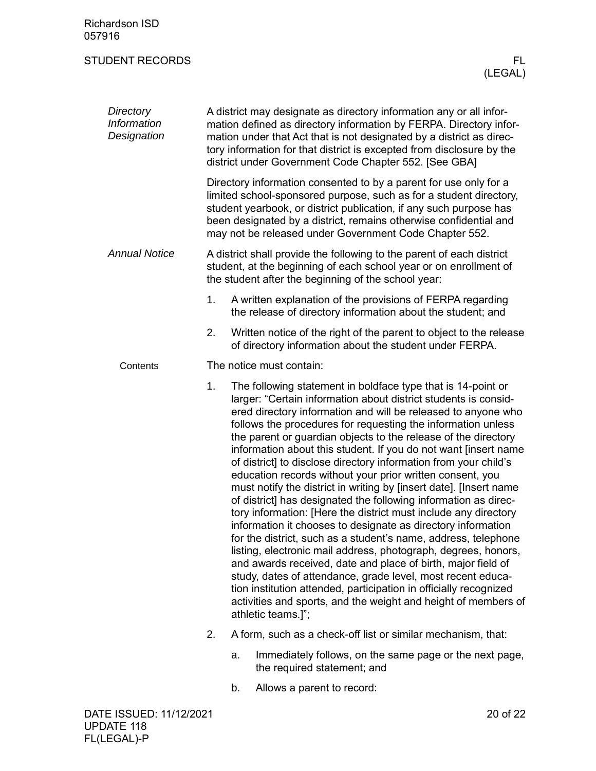*Directory Information Designation*

A district may designate as directory information any or all information defined as directory information by FERPA. Directory information under that Act that is not designated by a district as directory information for that district is excepted from disclosure by the district under Government Code Chapter 552. [See GBA]

Directory information consented to by a parent for use only for a limited school-sponsored purpose, such as for a student directory, student yearbook, or district publication, if any such purpose has been designated by a district, remains otherwise confidential and may not be released under Government Code Chapter 552.

*Annual Notice*

A district shall provide the following to the parent of each district student, at the beginning of each school year or on enrollment of the student after the beginning of the school year:

1. A written explanation of the provisions of FERPA regarding the release of directory information about the student; and
2. Written notice of the right of the parent to object to the release of directory information about the student under FERPA.

Contents

The notice must contain:

1. The following statement in boldface type that is 14-point or larger: "Certain information about district students is considered directory information and will be released to anyone who follows the procedures for requesting the information unless the parent or guardian objects to the release of the directory information about this student. If you do not want [insert name of district] to disclose directory information from your child's education records without your prior written consent, you must notify the district in writing by [insert date]. [Insert name of district] has designated the following information as directory information: [Here the district must include any directory information it chooses to designate as directory information for the district, such as a student's name, address, telephone listing, electronic mail address, photograph, degrees, honors, and awards received, date and place of birth, major field of study, dates of attendance, grade level, most recent education institution attended, participation in officially recognized activities and sports, and the weight and height of members of athletic teams.]";
2. A form, such as a check-off list or similar mechanism, that:
   a. Immediately follows, on the same page or the next page, the required statement; and
   b. Allows a parent to record: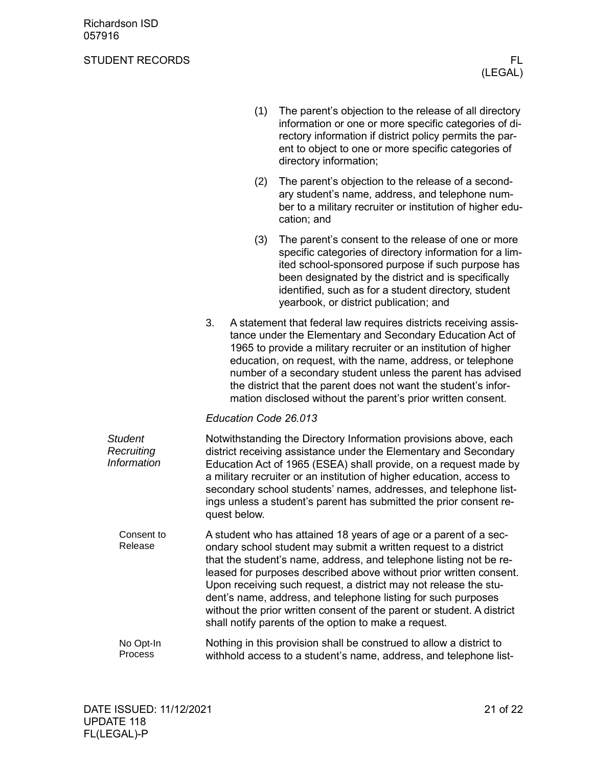(1) The parent's objection to the release of all directory information or one or more specific categories of directory information if district policy permits the parent to object to one or more specific categories of directory information;

(2) The parent's objection to the release of a secondary student's name, address, and telephone number to a military recruiter or institution of higher education; and

(3) The parent's consent to the release of one or more specific categories of directory information for a limited school-sponsored purpose if such purpose has been designated by the district and is specifically identified, such as for a student directory, student yearbook, or district publication; and

3. A statement that federal law requires districts receiving assistance under the Elementary and Secondary Education Act of 1965 to provide a military recruiter or an institution of higher education, on request, with the name, address, or telephone number of a secondary student unless the parent has advised the district that the parent does not want the student's information disclosed without the parent's prior written consent.

*Education Code 26.013*

### *Student Recruiting Information*

Notwithstanding the Directory Information provisions above, each district receiving assistance under the Elementary and Secondary Education Act of 1965 (ESEA) shall provide, on a request made by a military recruiter or an institution of higher education, access to secondary school students' names, addresses, and telephone listings unless a student's parent has submitted the prior consent request below.

#### Consent to Release

A student who has attained 18 years of age or a parent of a secondary school student may submit a written request to a district that the student's name, address, and telephone listing not be released for purposes described above without prior written consent. Upon receiving such request, a district may not release the student's name, address, and telephone listing for such purposes without the prior written consent of the parent or student. A district shall notify parents of the option to make a request.

#### No Opt-In Process

Nothing in this provision shall be construed to allow a district to withhold access to a student's name, address, and telephone list-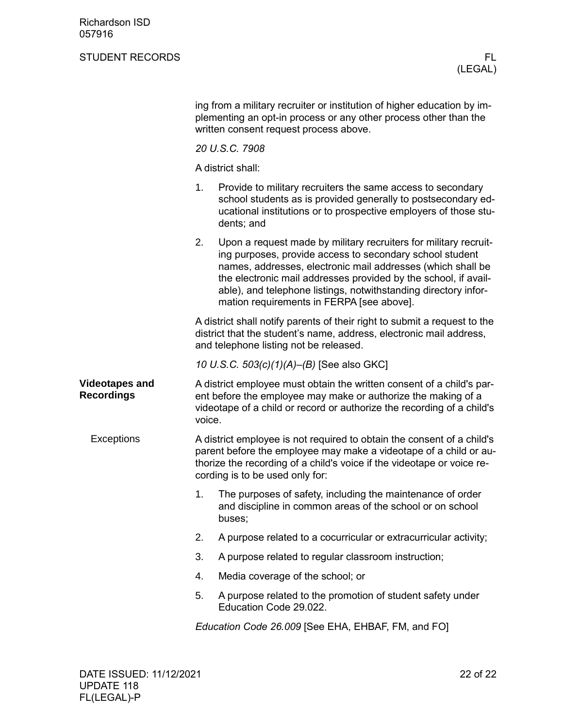ing from a military recruiter or institution of higher education by implementing an opt-in process or any other process other than the written consent request process above.

*20 U.S.C. 7908*

A district shall:

1. Provide to military recruiters the same access to secondary school students as is provided generally to postsecondary educational institutions or to prospective employers of those students; and
2. Upon a request made by military recruiters for military recruiting purposes, provide access to secondary school student names, addresses, electronic mail addresses (which shall be the electronic mail addresses provided by the school, if available), and telephone listings, notwithstanding directory information requirements in FERPA [see above].

A district shall notify parents of their right to submit a request to the district that the student's name, address, electronic mail address, and telephone listing not be released.

*10 U.S.C. 503(c)(1)(A)–(B)* [See also GKC]

## Videotapes and Recordings

A district employee must obtain the written consent of a child's parent before the employee may make or authorize the making of a videotape of a child or record or authorize the recording of a child's voice.

### Exceptions

A district employee is not required to obtain the consent of a child's parent before the employee may make a videotape of a child or authorize the recording of a child's voice if the videotape or voice recording is to be used only for:

1. The purposes of safety, including the maintenance of order and discipline in common areas of the school or on school buses;
2. A purpose related to a cocurricular or extracurricular activity;
3. A purpose related to regular classroom instruction;
4. Media coverage of the school; or
5. A purpose related to the promotion of student safety under Education Code 29.022.

*Education Code 26.009* [See EHA, EHBAF, FM, and FO]